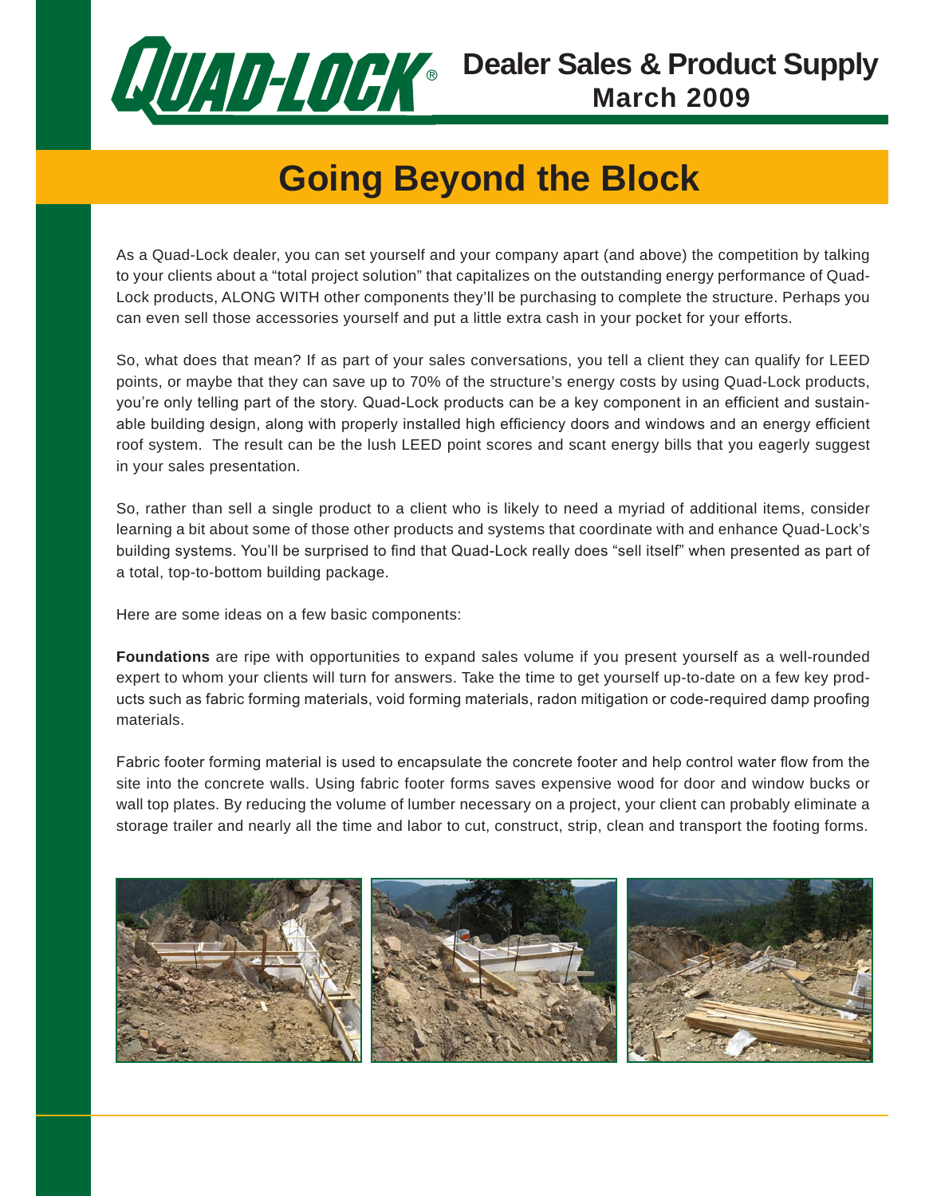# Dealer Sales & Product Supply

**March 2009**

## Going Beyond the Block

As a Quad-Lock dealer, you can set yourself and your company apart (and above) the competition by talking to your clients about a "total project solution" that capitalizes on the outstanding energy performance of Quad-Lock products, ALONG WITH other components they'll be purchasing to complete the structure. Perhaps you can even sell those accessories yourself and put a little extra cash in your pocket for your efforts.

So, what does that mean? If as part of your sales conversations, you tell a client they can qualify for LEED points, or maybe that they can save up to 70% of the structure's energy costs by using Quad-Lock products, you're only telling part of the story. Quad-Lock products can be a key component in an efficient and sustainable building design, along with properly installed high efficiency doors and windows and an energy efficient roof system. The result can be the lush LEED point scores and scant energy bills that you eagerly suggest in your sales presentation.

So, rather than sell a single product to a client who is likely to need a myriad of additional items, consider learning a bit about some of those other products and systems that coordinate with and enhance Quad-Lock's building systems. You'll be surprised to find that Quad-Lock really does "sell itself" when presented as part of a total, top-to-bottom building package.

Here are some ideas on a few basic components:

**Foundations** are ripe with opportunities to expand sales volume if you present yourself as a well-rounded expert to whom your clients will turn for answers. Take the time to get yourself up-to-date on a few key products such as fabric forming materials, void forming materials, radon mitigation or code-required damp proofing materials.

Fabric footer forming material is used to encapsulate the concrete footer and help control water flow from the site into the concrete walls. Using fabric footer forms saves expensive wood for door and window bucks or wall top plates. By reducing the volume of lumber necessary on a project, your client can probably eliminate a storage trailer and nearly all the time and labor to cut, construct, strip, clean and transport the footing forms.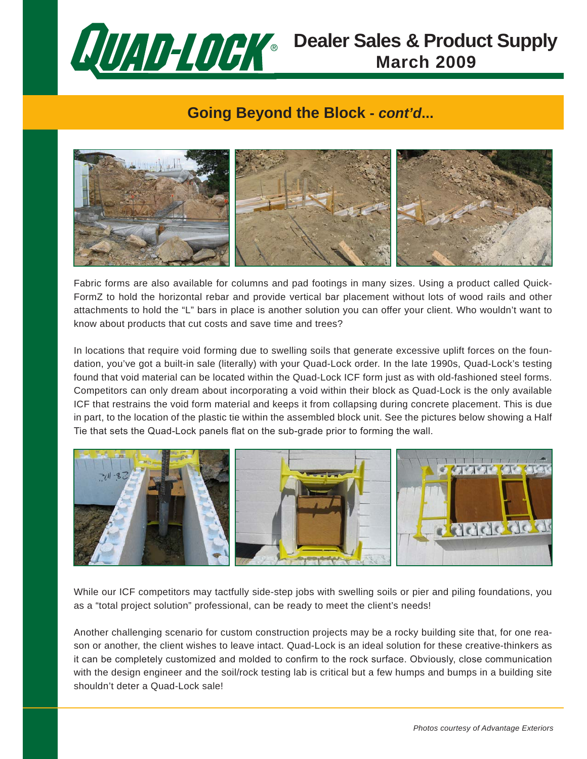## Going Beyond the Block - *cont'd*...

Fabric forms are also available for columns and pad footings in many sizes. Using a product called Quick-FormZ to hold the horizontal rebar and provide vertical bar placement without lots of wood rails and other attachments to hold the "L" bars in place is another solution you can offer your client. Who wouldn't want to know about products that cut costs and save time and trees?

In locations that require void forming due to swelling soils that generate excessive uplift forces on the foundation, you've got a built-in sale (literally) with your Quad-Lock order. In the late 1990s, Quad-Lock's testing found that void material can be located within the Quad-Lock ICF form just as with old-fashioned steel forms. Competitors can only dream about incorporating a void within their block as Quad-Lock is the only available ICF that restrains the void form material and keeps it from collapsing during concrete placement. This is due in part, to the location of the plastic tie within the assembled block unit. See the pictures below showing a Half Tie that sets the Quad-Lock panels flat on the sub-grade prior to forming the wall.

While our ICF competitors may tactfully side-step jobs with swelling soils or pier and piling foundations, you as a "total project solution" professional, can be ready to meet the client's needs!

Another challenging scenario for custom construction projects may be a rocky building site that, for one reason or another, the client wishes to leave intact. Quad-Lock is an ideal solution for these creative-thinkers as it can be completely customized and molded to confirm to the rock surface. Obviously, close communication with the design engineer and the soil/rock testing lab is critical but a few humps and bumps in a building site shouldn't deter a Quad-Lock sale!

*Photos courtesy of Advantage Exteriors*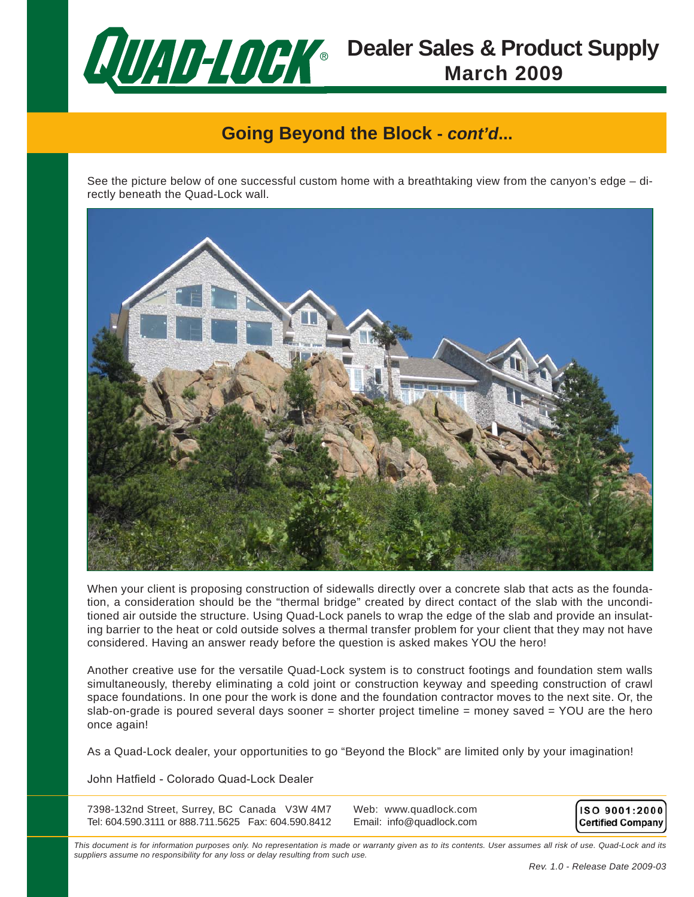# Dealer Sales & Product Supply

**March 2009**

## Going Beyond the Block - *cont'd*...

See the picture below of one successful custom home with a breathtaking view from the canyon's edge – directly beneath the Quad-Lock wall.

When your client is proposing construction of sidewalls directly over a concrete slab that acts as the foundation, a consideration should be the "thermal bridge" created by direct contact of the slab with the unconditioned air outside the structure. Using Quad-Lock panels to wrap the edge of the slab and provide an insulating barrier to the heat or cold outside solves a thermal transfer problem for your client that they may not have considered. Having an answer ready before the question is asked makes YOU the hero!

Another creative use for the versatile Quad-Lock system is to construct footings and foundation stem walls simultaneously, thereby eliminating a cold joint or construction keyway and speeding construction of crawl space foundations. In one pour the work is done and the foundation contractor moves to the next site. Or, the slab-on-grade is poured several days sooner = shorter project timeline = money saved = YOU are the hero once again!

As a Quad-Lock dealer, your opportunities to go "Beyond the Block" are limited only by your imagination!

John Hatfield - Colorado Quad-Lock Dealer

7398-132nd Street, Surrey, BC Canada V3W 4M7
Tel: 604.590.3111 or 888.711.5625 Fax: 604.590.8412

Web: www.quadlock.com
Email: info@quadlock.com

ISO 9001:2000 Certified Company

*This document is for information purposes only. No representation is made or warranty given as to its contents. User assumes all risk of use. Quad-Lock and its suppliers assume no responsibility for any loss or delay resulting from such use.*

*Rev. 1.0 - Release Date 2009-03*